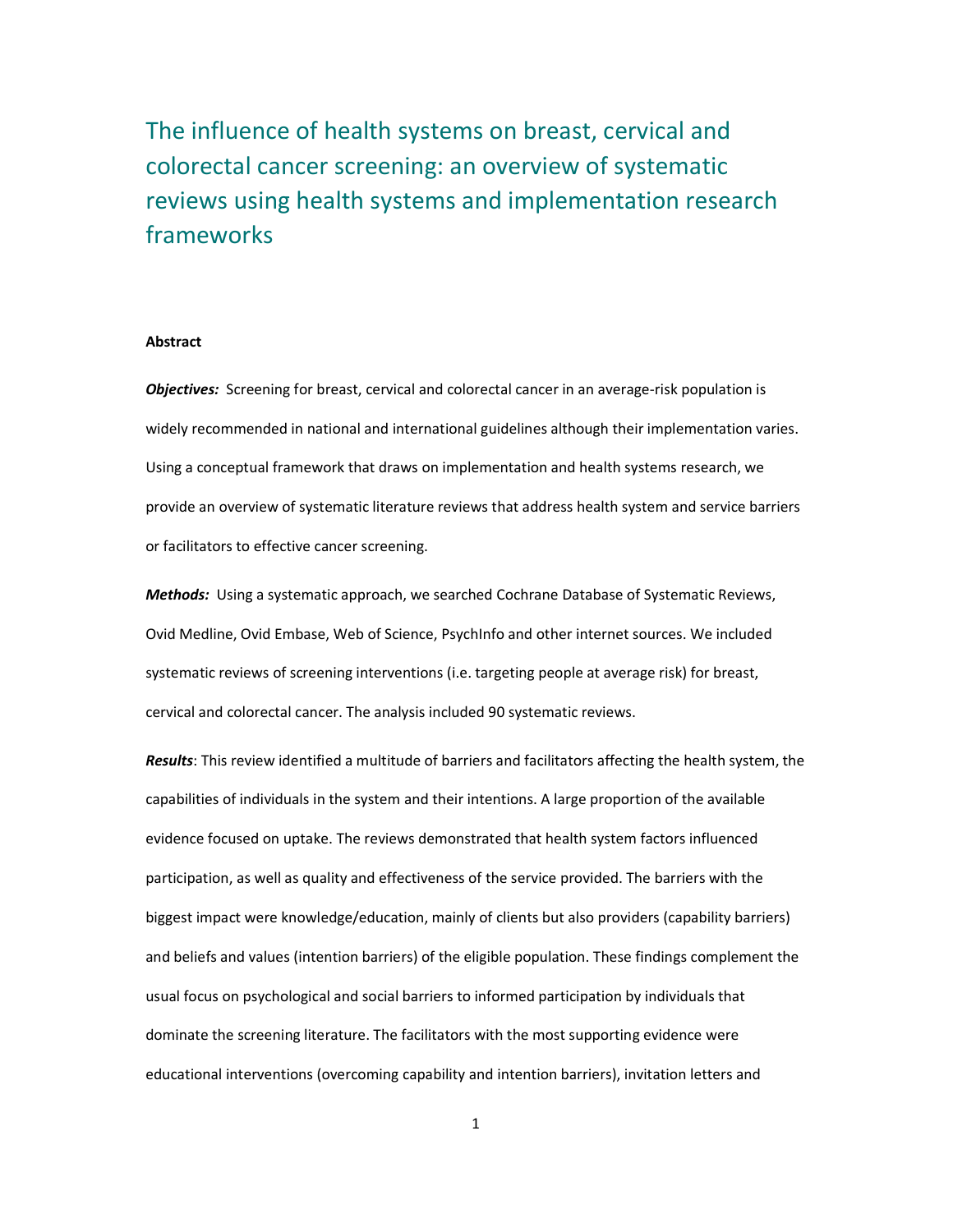# The influence of health systems on breast, cervical and colorectal cancer screening: an overview of systematic reviews using health systems and implementation research frameworks

**Abstract**

***Objectives:*** Screening for breast, cervical and colorectal cancer in an average-risk population is widely recommended in national and international guidelines although their implementation varies. Using a conceptual framework that draws on implementation and health systems research, we provide an overview of systematic literature reviews that address health system and service barriers or facilitators to effective cancer screening.

***Methods:*** Using a systematic approach, we searched Cochrane Database of Systematic Reviews, Ovid Medline, Ovid Embase, Web of Science, PsychInfo and other internet sources. We included systematic reviews of screening interventions (i.e. targeting people at average risk) for breast, cervical and colorectal cancer. The analysis included 90 systematic reviews.

***Results***: This review identified a multitude of barriers and facilitators affecting the health system, the capabilities of individuals in the system and their intentions. A large proportion of the available evidence focused on uptake. The reviews demonstrated that health system factors influenced participation, as well as quality and effectiveness of the service provided. The barriers with the biggest impact were knowledge/education, mainly of clients but also providers (capability barriers) and beliefs and values (intention barriers) of the eligible population. These findings complement the usual focus on psychological and social barriers to informed participation by individuals that dominate the screening literature. The facilitators with the most supporting evidence were educational interventions (overcoming capability and intention barriers), invitation letters and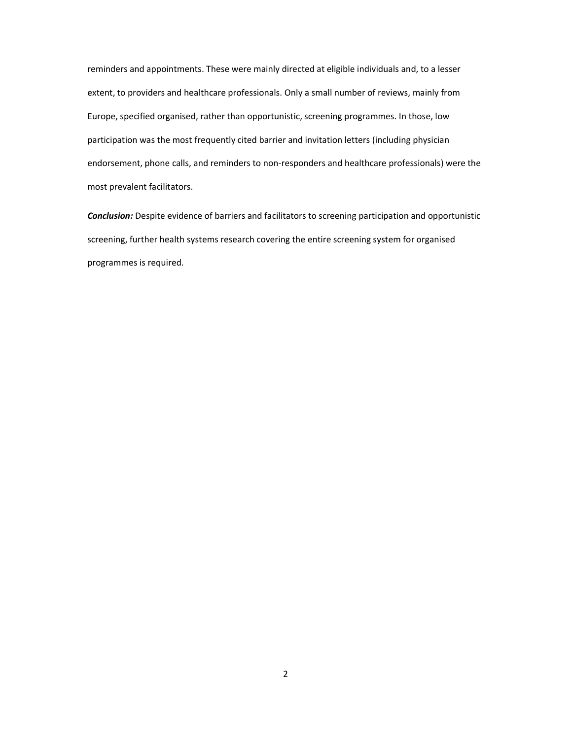reminders and appointments. These were mainly directed at eligible individuals and, to a lesser extent, to providers and healthcare professionals. Only a small number of reviews, mainly from Europe, specified organised, rather than opportunistic, screening programmes. In those, low participation was the most frequently cited barrier and invitation letters (including physician endorsement, phone calls, and reminders to non-responders and healthcare professionals) were the most prevalent facilitators.

***Conclusion:*** Despite evidence of barriers and facilitators to screening participation and opportunistic screening, further health systems research covering the entire screening system for organised programmes is required.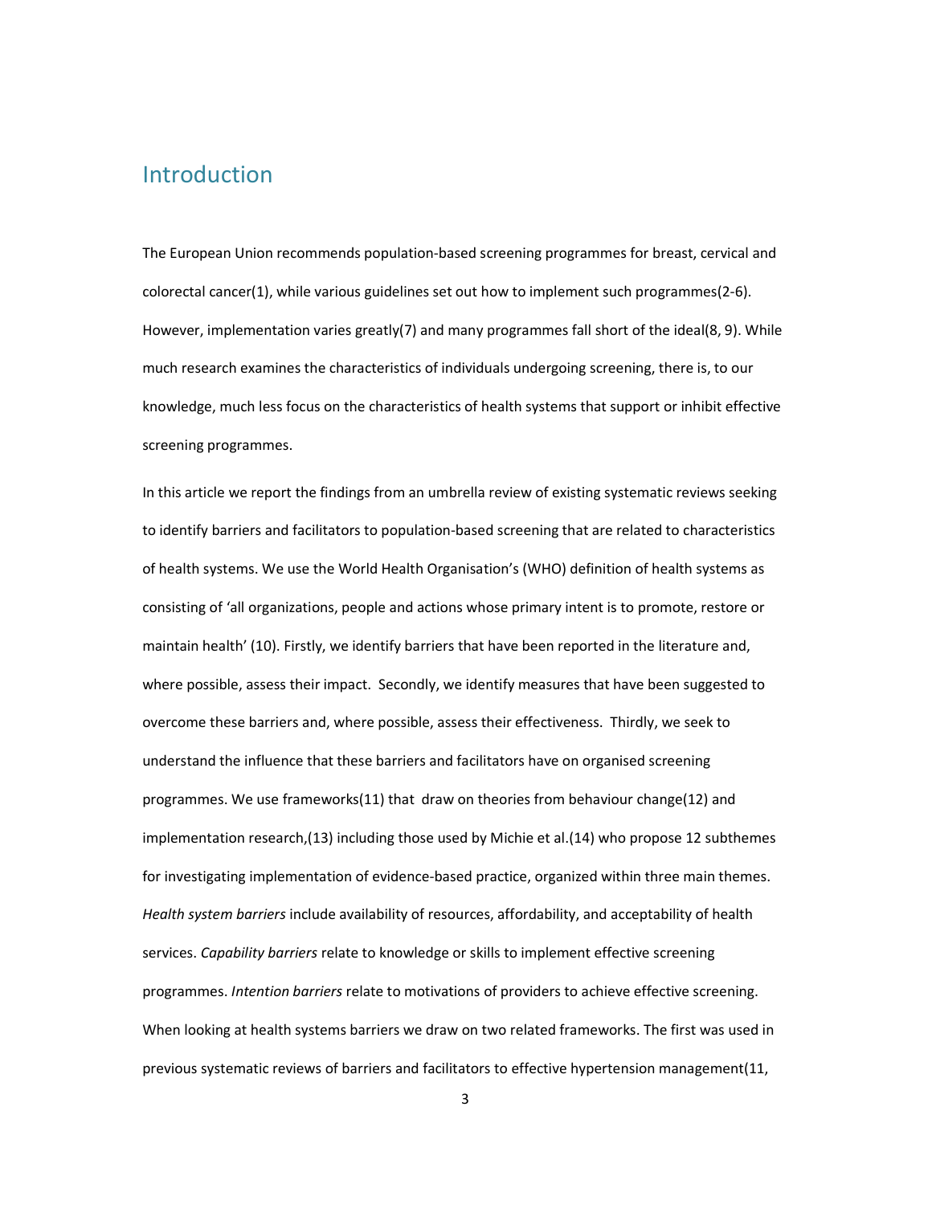## Introduction

The European Union recommends population-based screening programmes for breast, cervical and colorectal cancer(1), while various guidelines set out how to implement such programmes(2-6). However, implementation varies greatly(7) and many programmes fall short of the ideal(8, 9). While much research examines the characteristics of individuals undergoing screening, there is, to our knowledge, much less focus on the characteristics of health systems that support or inhibit effective screening programmes.

In this article we report the findings from an umbrella review of existing systematic reviews seeking to identify barriers and facilitators to population-based screening that are related to characteristics of health systems. We use the World Health Organisation's (WHO) definition of health systems as consisting of 'all organizations, people and actions whose primary intent is to promote, restore or maintain health' (10). Firstly, we identify barriers that have been reported in the literature and, where possible, assess their impact. Secondly, we identify measures that have been suggested to overcome these barriers and, where possible, assess their effectiveness. Thirdly, we seek to understand the influence that these barriers and facilitators have on organised screening programmes. We use frameworks(11) that draw on theories from behaviour change(12) and implementation research,(13) including those used by Michie et al.(14) who propose 12 subthemes for investigating implementation of evidence-based practice, organized within three main themes. *Health system barriers* include availability of resources, affordability, and acceptability of health services. *Capability barriers* relate to knowledge or skills to implement effective screening programmes. *Intention barriers* relate to motivations of providers to achieve effective screening. When looking at health systems barriers we draw on two related frameworks. The first was used in previous systematic reviews of barriers and facilitators to effective hypertension management(11,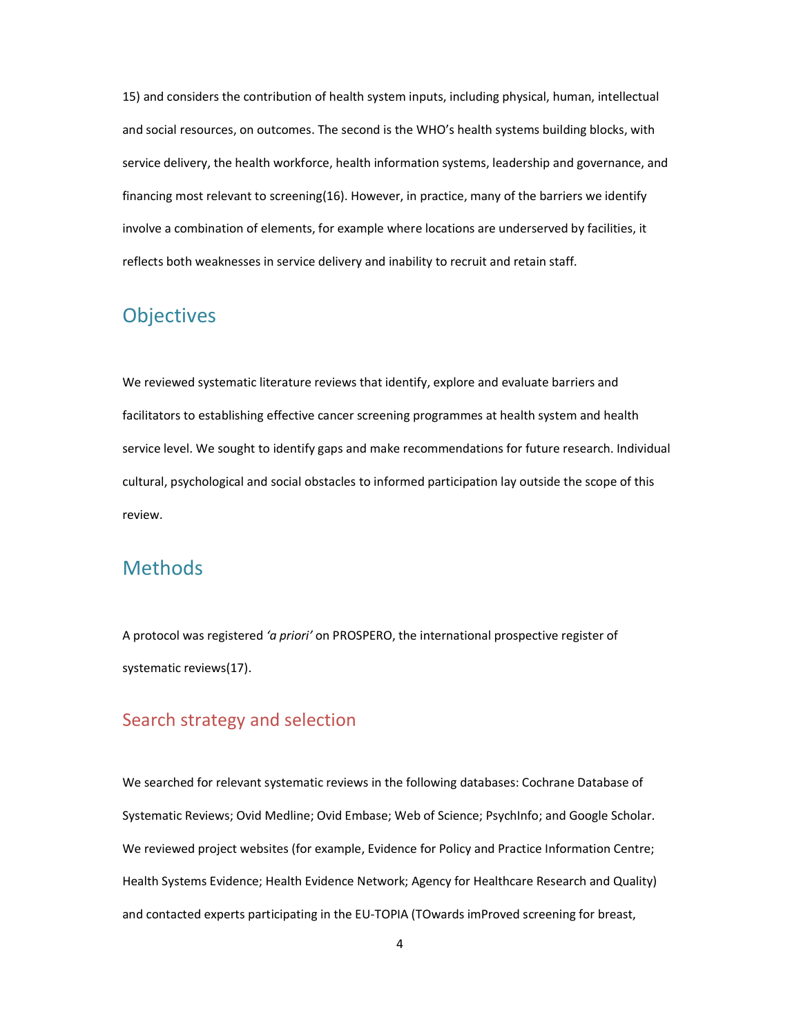15) and considers the contribution of health system inputs, including physical, human, intellectual and social resources, on outcomes. The second is the WHO's health systems building blocks, with service delivery, the health workforce, health information systems, leadership and governance, and financing most relevant to screening(16). However, in practice, many of the barriers we identify involve a combination of elements, for example where locations are underserved by facilities, it reflects both weaknesses in service delivery and inability to recruit and retain staff.

## Objectives

We reviewed systematic literature reviews that identify, explore and evaluate barriers and facilitators to establishing effective cancer screening programmes at health system and health service level. We sought to identify gaps and make recommendations for future research. Individual cultural, psychological and social obstacles to informed participation lay outside the scope of this review.

## Methods

A protocol was registered *'a priori'* on PROSPERO, the international prospective register of systematic reviews(17).

### Search strategy and selection

We searched for relevant systematic reviews in the following databases: Cochrane Database of Systematic Reviews; Ovid Medline; Ovid Embase; Web of Science; PsychInfo; and Google Scholar. We reviewed project websites (for example, Evidence for Policy and Practice Information Centre; Health Systems Evidence; Health Evidence Network; Agency for Healthcare Research and Quality) and contacted experts participating in the EU-TOPIA (TOwards imProved screening for breast,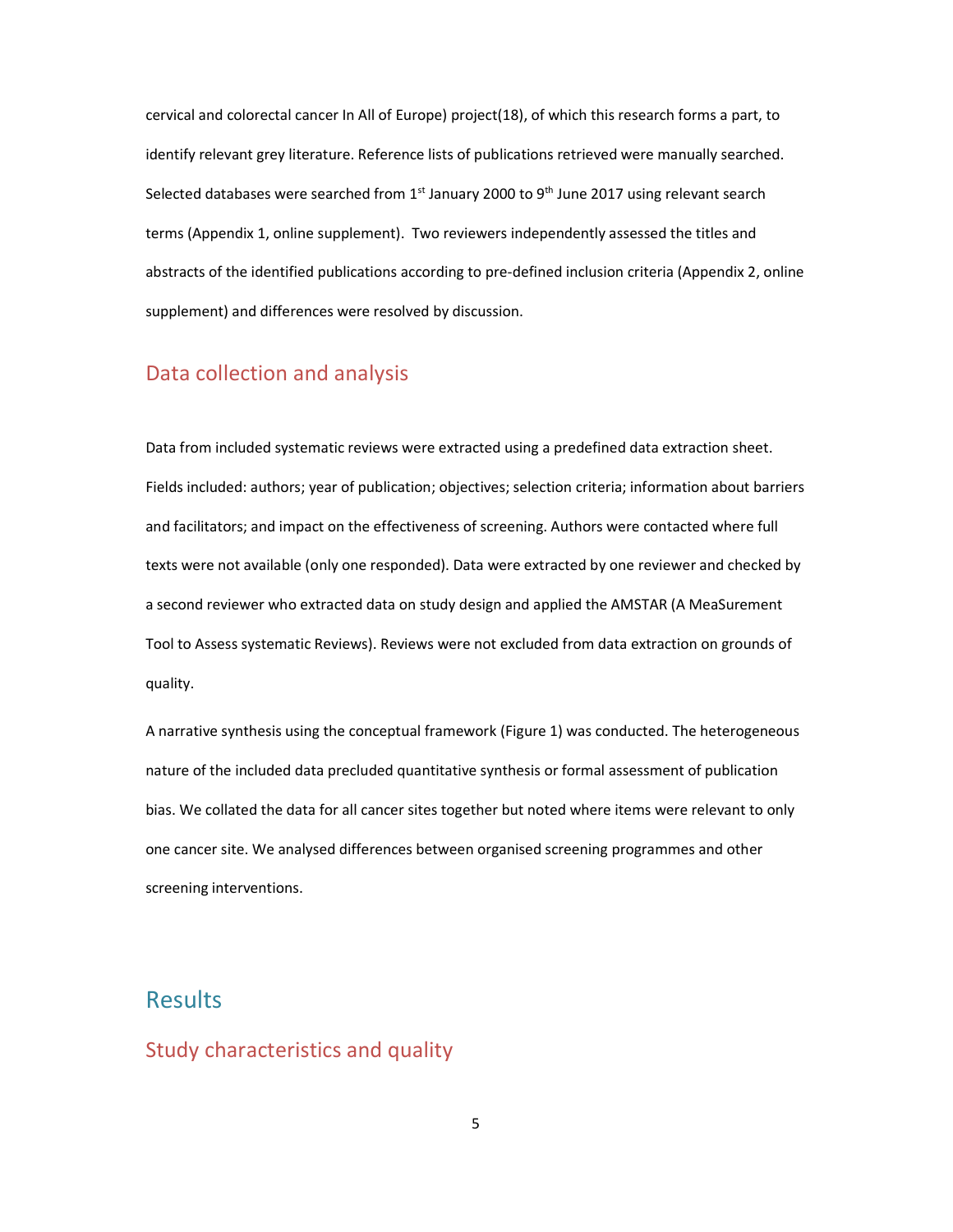cervical and colorectal cancer In All of Europe) project(18), of which this research forms a part, to identify relevant grey literature. Reference lists of publications retrieved were manually searched. Selected databases were searched from 1st January 2000 to 9th June 2017 using relevant search terms (Appendix 1, online supplement). Two reviewers independently assessed the titles and abstracts of the identified publications according to pre-defined inclusion criteria (Appendix 2, online supplement) and differences were resolved by discussion.

## Data collection and analysis

Data from included systematic reviews were extracted using a predefined data extraction sheet. Fields included: authors; year of publication; objectives; selection criteria; information about barriers and facilitators; and impact on the effectiveness of screening. Authors were contacted where full texts were not available (only one responded). Data were extracted by one reviewer and checked by a second reviewer who extracted data on study design and applied the AMSTAR (A MeaSurement Tool to Assess systematic Reviews). Reviews were not excluded from data extraction on grounds of quality.

A narrative synthesis using the conceptual framework (Figure 1) was conducted. The heterogeneous nature of the included data precluded quantitative synthesis or formal assessment of publication bias. We collated the data for all cancer sites together but noted where items were relevant to only one cancer site. We analysed differences between organised screening programmes and other screening interventions.

# Results

## Study characteristics and quality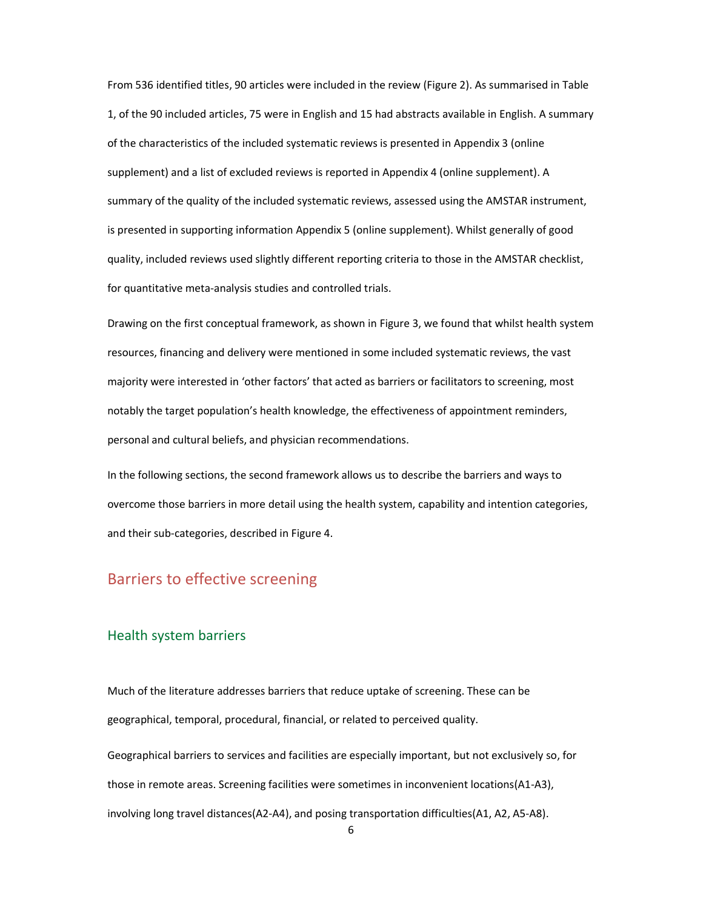From 536 identified titles, 90 articles were included in the review (Figure 2). As summarised in Table 1, of the 90 included articles, 75 were in English and 15 had abstracts available in English. A summary of the characteristics of the included systematic reviews is presented in Appendix 3 (online supplement) and a list of excluded reviews is reported in Appendix 4 (online supplement). A summary of the quality of the included systematic reviews, assessed using the AMSTAR instrument, is presented in supporting information Appendix 5 (online supplement). Whilst generally of good quality, included reviews used slightly different reporting criteria to those in the AMSTAR checklist, for quantitative meta-analysis studies and controlled trials.

Drawing on the first conceptual framework, as shown in Figure 3, we found that whilst health system resources, financing and delivery were mentioned in some included systematic reviews, the vast majority were interested in 'other factors' that acted as barriers or facilitators to screening, most notably the target population's health knowledge, the effectiveness of appointment reminders, personal and cultural beliefs, and physician recommendations.

In the following sections, the second framework allows us to describe the barriers and ways to overcome those barriers in more detail using the health system, capability and intention categories, and their sub-categories, described in Figure 4.

## Barriers to effective screening

### Health system barriers

Much of the literature addresses barriers that reduce uptake of screening. These can be geographical, temporal, procedural, financial, or related to perceived quality.

Geographical barriers to services and facilities are especially important, but not exclusively so, for those in remote areas. Screening facilities were sometimes in inconvenient locations(A1-A3), involving long travel distances(A2-A4), and posing transportation difficulties(A1, A2, A5-A8).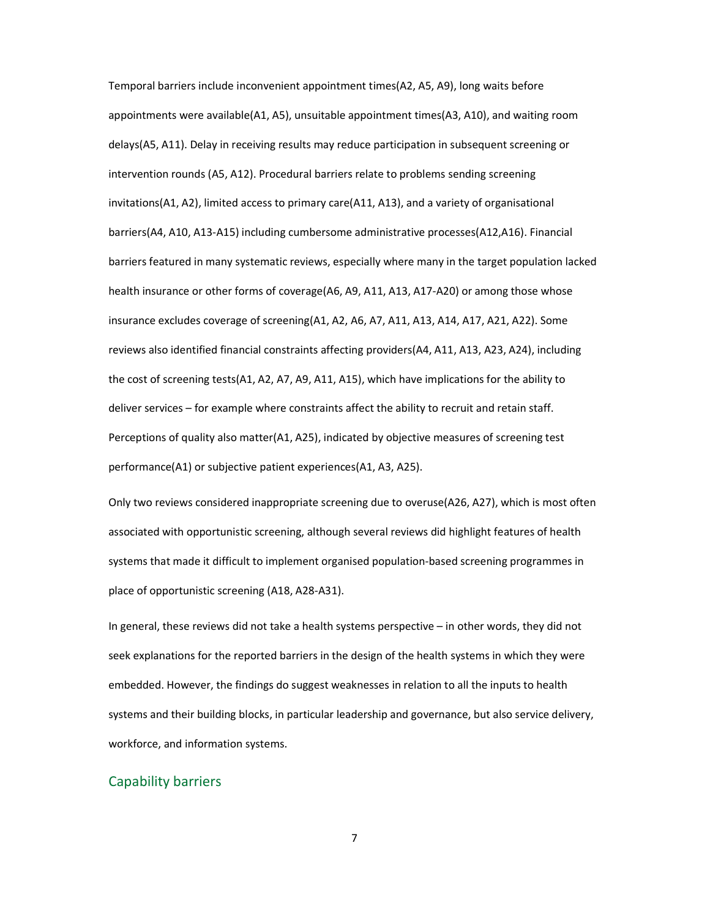Temporal barriers include inconvenient appointment times(A2, A5, A9), long waits before appointments were available(A1, A5), unsuitable appointment times(A3, A10), and waiting room delays(A5, A11). Delay in receiving results may reduce participation in subsequent screening or intervention rounds (A5, A12). Procedural barriers relate to problems sending screening invitations(A1, A2), limited access to primary care(A11, A13), and a variety of organisational barriers(A4, A10, A13-A15) including cumbersome administrative processes(A12,A16). Financial barriers featured in many systematic reviews, especially where many in the target population lacked health insurance or other forms of coverage(A6, A9, A11, A13, A17-A20) or among those whose insurance excludes coverage of screening(A1, A2, A6, A7, A11, A13, A14, A17, A21, A22). Some reviews also identified financial constraints affecting providers(A4, A11, A13, A23, A24), including the cost of screening tests(A1, A2, A7, A9, A11, A15), which have implications for the ability to deliver services – for example where constraints affect the ability to recruit and retain staff. Perceptions of quality also matter(A1, A25), indicated by objective measures of screening test performance(A1) or subjective patient experiences(A1, A3, A25).

Only two reviews considered inappropriate screening due to overuse(A26, A27), which is most often associated with opportunistic screening, although several reviews did highlight features of health systems that made it difficult to implement organised population-based screening programmes in place of opportunistic screening (A18, A28-A31).

In general, these reviews did not take a health systems perspective – in other words, they did not seek explanations for the reported barriers in the design of the health systems in which they were embedded. However, the findings do suggest weaknesses in relation to all the inputs to health systems and their building blocks, in particular leadership and governance, but also service delivery, workforce, and information systems.

## Capability barriers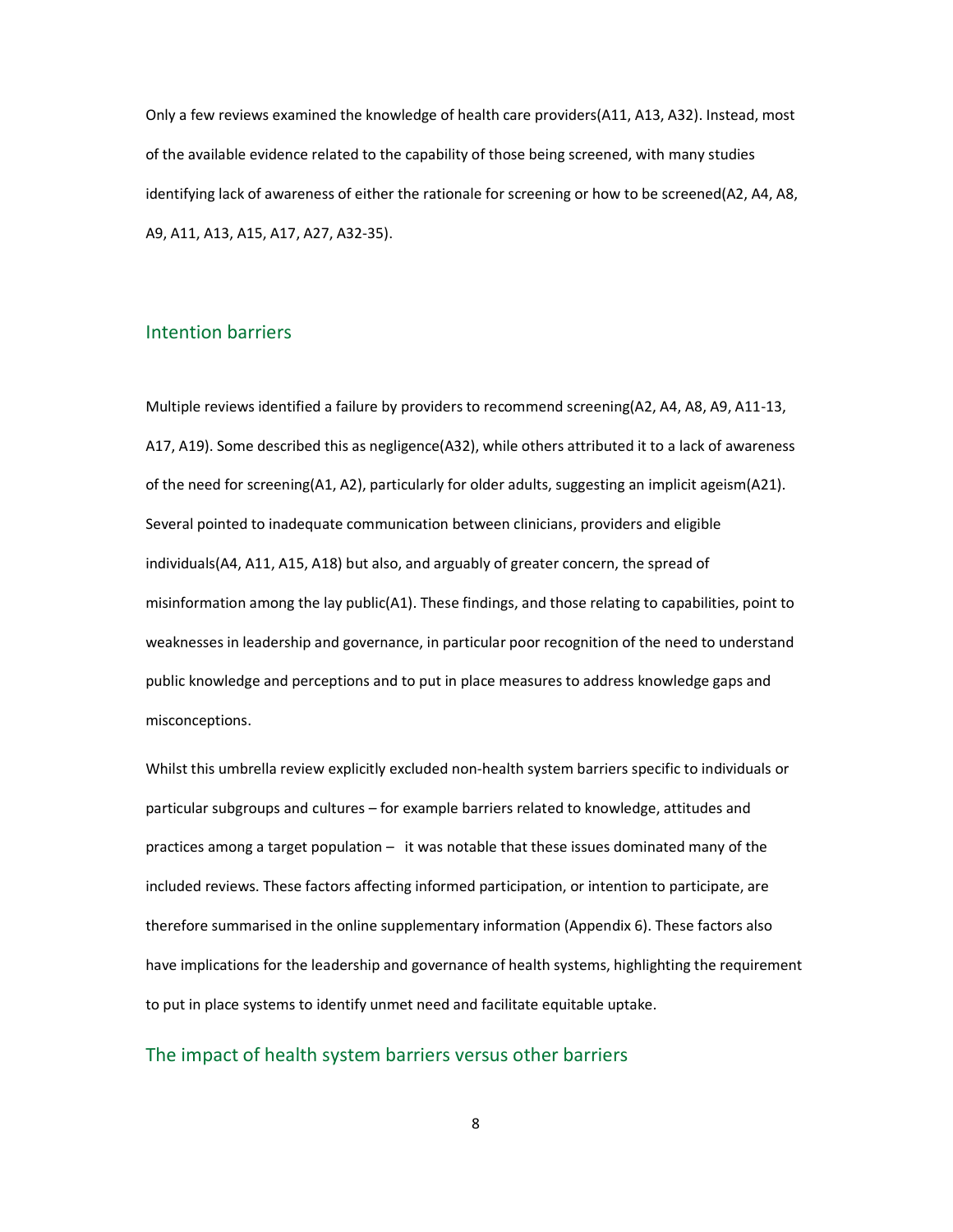Only a few reviews examined the knowledge of health care providers(A11, A13, A32). Instead, most of the available evidence related to the capability of those being screened, with many studies identifying lack of awareness of either the rationale for screening or how to be screened(A2, A4, A8, A9, A11, A13, A15, A17, A27, A32-35).

## Intention barriers

Multiple reviews identified a failure by providers to recommend screening(A2, A4, A8, A9, A11-13, A17, A19). Some described this as negligence(A32), while others attributed it to a lack of awareness of the need for screening(A1, A2), particularly for older adults, suggesting an implicit ageism(A21). Several pointed to inadequate communication between clinicians, providers and eligible individuals(A4, A11, A15, A18) but also, and arguably of greater concern, the spread of misinformation among the lay public(A1). These findings, and those relating to capabilities, point to weaknesses in leadership and governance, in particular poor recognition of the need to understand public knowledge and perceptions and to put in place measures to address knowledge gaps and misconceptions.

Whilst this umbrella review explicitly excluded non-health system barriers specific to individuals or particular subgroups and cultures – for example barriers related to knowledge, attitudes and practices among a target population – it was notable that these issues dominated many of the included reviews. These factors affecting informed participation, or intention to participate, are therefore summarised in the online supplementary information (Appendix 6). These factors also have implications for the leadership and governance of health systems, highlighting the requirement to put in place systems to identify unmet need and facilitate equitable uptake.

## The impact of health system barriers versus other barriers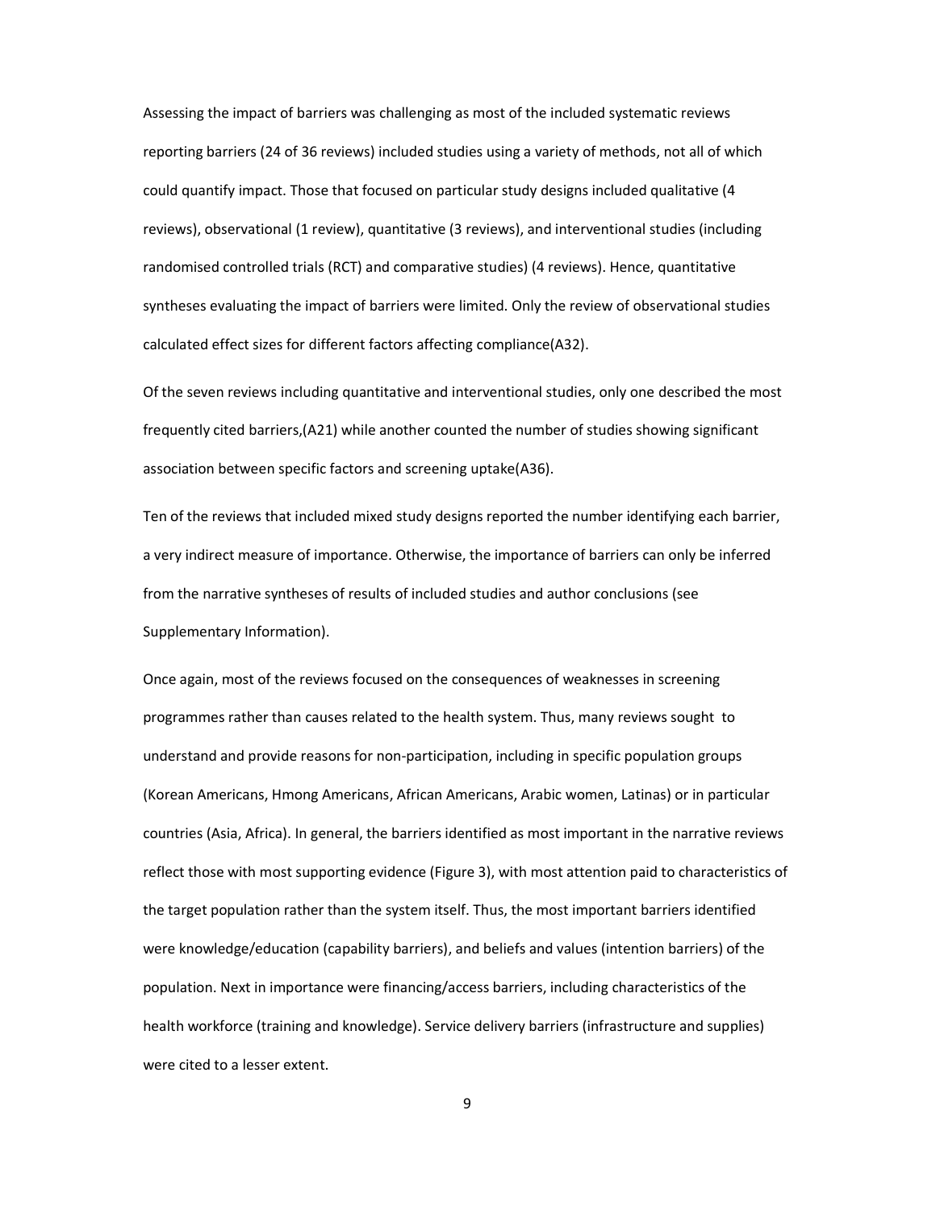Assessing the impact of barriers was challenging as most of the included systematic reviews reporting barriers (24 of 36 reviews) included studies using a variety of methods, not all of which could quantify impact. Those that focused on particular study designs included qualitative (4 reviews), observational (1 review), quantitative (3 reviews), and interventional studies (including randomised controlled trials (RCT) and comparative studies) (4 reviews). Hence, quantitative syntheses evaluating the impact of barriers were limited. Only the review of observational studies calculated effect sizes for different factors affecting compliance(A32).

Of the seven reviews including quantitative and interventional studies, only one described the most frequently cited barriers,(A21) while another counted the number of studies showing significant association between specific factors and screening uptake(A36).

Ten of the reviews that included mixed study designs reported the number identifying each barrier, a very indirect measure of importance. Otherwise, the importance of barriers can only be inferred from the narrative syntheses of results of included studies and author conclusions (see Supplementary Information).

Once again, most of the reviews focused on the consequences of weaknesses in screening programmes rather than causes related to the health system. Thus, many reviews sought to understand and provide reasons for non-participation, including in specific population groups (Korean Americans, Hmong Americans, African Americans, Arabic women, Latinas) or in particular countries (Asia, Africa). In general, the barriers identified as most important in the narrative reviews reflect those with most supporting evidence (Figure 3), with most attention paid to characteristics of the target population rather than the system itself. Thus, the most important barriers identified were knowledge/education (capability barriers), and beliefs and values (intention barriers) of the population. Next in importance were financing/access barriers, including characteristics of the health workforce (training and knowledge). Service delivery barriers (infrastructure and supplies) were cited to a lesser extent.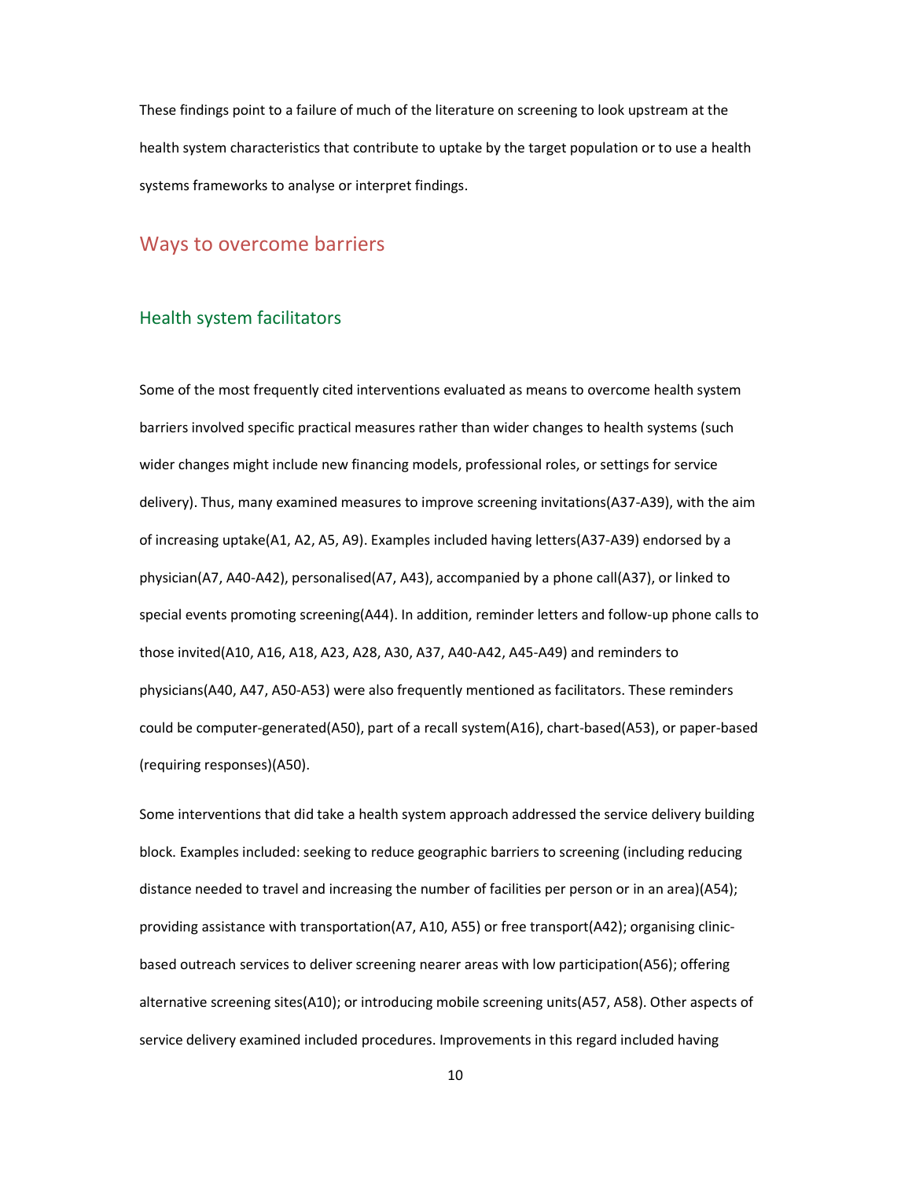These findings point to a failure of much of the literature on screening to look upstream at the health system characteristics that contribute to uptake by the target population or to use a health systems frameworks to analyse or interpret findings.

## Ways to overcome barriers

### Health system facilitators

Some of the most frequently cited interventions evaluated as means to overcome health system barriers involved specific practical measures rather than wider changes to health systems (such wider changes might include new financing models, professional roles, or settings for service delivery). Thus, many examined measures to improve screening invitations(A37-A39), with the aim of increasing uptake(A1, A2, A5, A9). Examples included having letters(A37-A39) endorsed by a physician(A7, A40-A42), personalised(A7, A43), accompanied by a phone call(A37), or linked to special events promoting screening(A44). In addition, reminder letters and follow-up phone calls to those invited(A10, A16, A18, A23, A28, A30, A37, A40-A42, A45-A49) and reminders to physicians(A40, A47, A50-A53) were also frequently mentioned as facilitators. These reminders could be computer-generated(A50), part of a recall system(A16), chart-based(A53), or paper-based (requiring responses)(A50).

Some interventions that did take a health system approach addressed the service delivery building block. Examples included: seeking to reduce geographic barriers to screening (including reducing distance needed to travel and increasing the number of facilities per person or in an area)(A54); providing assistance with transportation(A7, A10, A55) or free transport(A42); organising clinic-based outreach services to deliver screening nearer areas with low participation(A56); offering alternative screening sites(A10); or introducing mobile screening units(A57, A58). Other aspects of service delivery examined included procedures. Improvements in this regard included having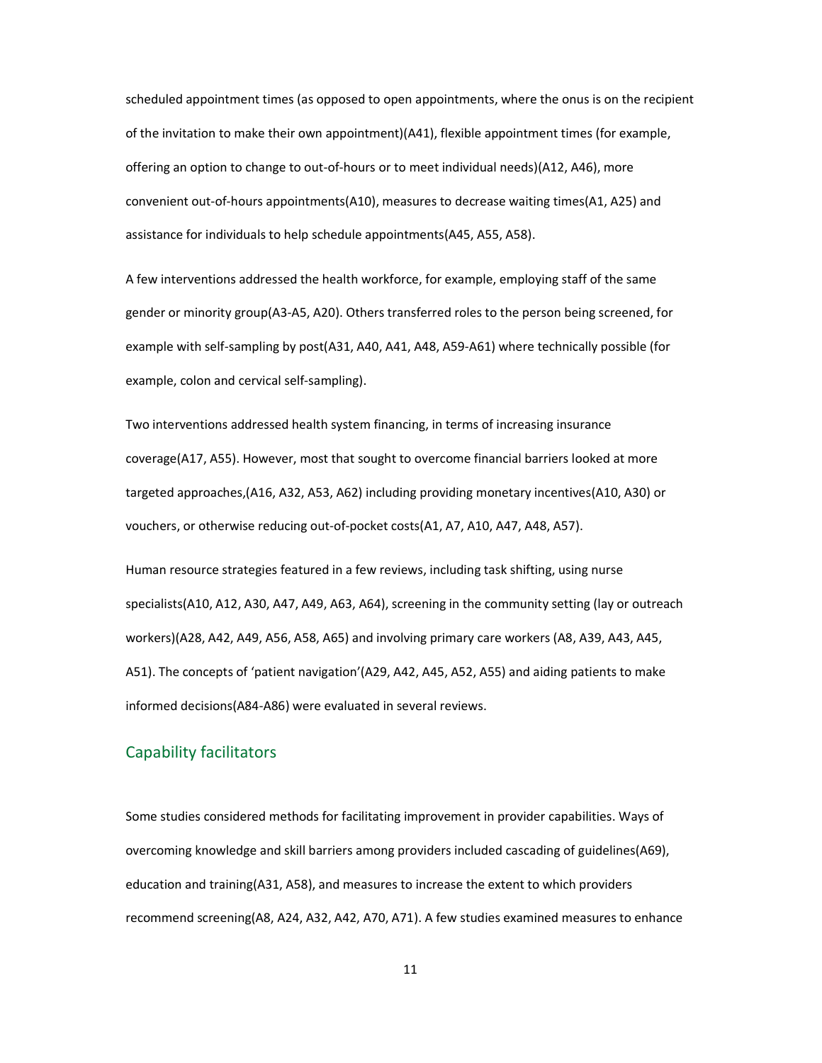scheduled appointment times (as opposed to open appointments, where the onus is on the recipient of the invitation to make their own appointment)(A41), flexible appointment times (for example, offering an option to change to out-of-hours or to meet individual needs)(A12, A46), more convenient out-of-hours appointments(A10), measures to decrease waiting times(A1, A25) and assistance for individuals to help schedule appointments(A45, A55, A58).

A few interventions addressed the health workforce, for example, employing staff of the same gender or minority group(A3-A5, A20). Others transferred roles to the person being screened, for example with self-sampling by post(A31, A40, A41, A48, A59-A61) where technically possible (for example, colon and cervical self-sampling).

Two interventions addressed health system financing, in terms of increasing insurance coverage(A17, A55). However, most that sought to overcome financial barriers looked at more targeted approaches,(A16, A32, A53, A62) including providing monetary incentives(A10, A30) or vouchers, or otherwise reducing out-of-pocket costs(A1, A7, A10, A47, A48, A57).

Human resource strategies featured in a few reviews, including task shifting, using nurse specialists(A10, A12, A30, A47, A49, A63, A64), screening in the community setting (lay or outreach workers)(A28, A42, A49, A56, A58, A65) and involving primary care workers (A8, A39, A43, A45, A51). The concepts of 'patient navigation'(A29, A42, A45, A52, A55) and aiding patients to make informed decisions(A84-A86) were evaluated in several reviews.

## Capability facilitators

Some studies considered methods for facilitating improvement in provider capabilities. Ways of overcoming knowledge and skill barriers among providers included cascading of guidelines(A69), education and training(A31, A58), and measures to increase the extent to which providers recommend screening(A8, A24, A32, A42, A70, A71). A few studies examined measures to enhance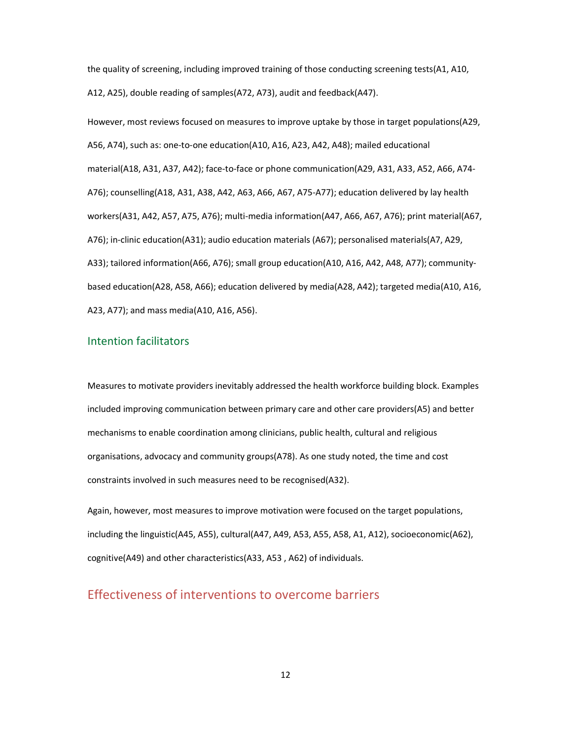the quality of screening, including improved training of those conducting screening tests(A1, A10, A12, A25), double reading of samples(A72, A73), audit and feedback(A47).

However, most reviews focused on measures to improve uptake by those in target populations(A29, A56, A74), such as: one-to-one education(A10, A16, A23, A42, A48); mailed educational material(A18, A31, A37, A42); face-to-face or phone communication(A29, A31, A33, A52, A66, A74-A76); counselling(A18, A31, A38, A42, A63, A66, A67, A75-A77); education delivered by lay health workers(A31, A42, A57, A75, A76); multi-media information(A47, A66, A67, A76); print material(A67, A76); in-clinic education(A31); audio education materials (A67); personalised materials(A7, A29, A33); tailored information(A66, A76); small group education(A10, A16, A42, A48, A77); community-based education(A28, A58, A66); education delivered by media(A28, A42); targeted media(A10, A16, A23, A77); and mass media(A10, A16, A56).

### Intention facilitators

Measures to motivate providers inevitably addressed the health workforce building block. Examples included improving communication between primary care and other care providers(A5) and better mechanisms to enable coordination among clinicians, public health, cultural and religious organisations, advocacy and community groups(A78). As one study noted, the time and cost constraints involved in such measures need to be recognised(A32).

Again, however, most measures to improve motivation were focused on the target populations, including the linguistic(A45, A55), cultural(A47, A49, A53, A55, A58, A1, A12), socioeconomic(A62), cognitive(A49) and other characteristics(A33, A53 , A62) of individuals.

## Effectiveness of interventions to overcome barriers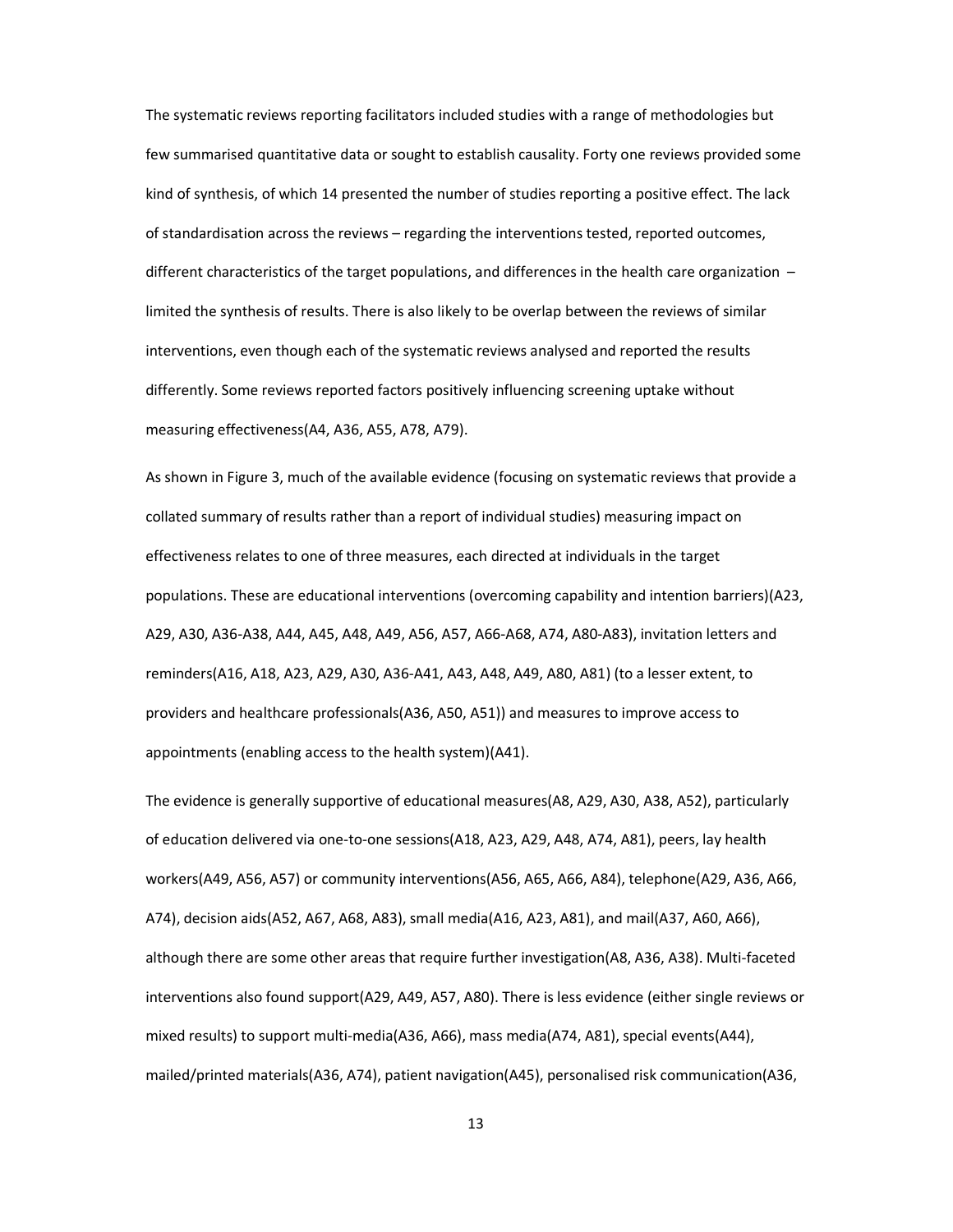The systematic reviews reporting facilitators included studies with a range of methodologies but few summarised quantitative data or sought to establish causality. Forty one reviews provided some kind of synthesis, of which 14 presented the number of studies reporting a positive effect. The lack of standardisation across the reviews – regarding the interventions tested, reported outcomes, different characteristics of the target populations, and differences in the health care organization – limited the synthesis of results. There is also likely to be overlap between the reviews of similar interventions, even though each of the systematic reviews analysed and reported the results differently. Some reviews reported factors positively influencing screening uptake without measuring effectiveness(A4, A36, A55, A78, A79).

As shown in Figure 3, much of the available evidence (focusing on systematic reviews that provide a collated summary of results rather than a report of individual studies) measuring impact on effectiveness relates to one of three measures, each directed at individuals in the target populations. These are educational interventions (overcoming capability and intention barriers)(A23, A29, A30, A36-A38, A44, A45, A48, A49, A56, A57, A66-A68, A74, A80-A83), invitation letters and reminders(A16, A18, A23, A29, A30, A36-A41, A43, A48, A49, A80, A81) (to a lesser extent, to providers and healthcare professionals(A36, A50, A51)) and measures to improve access to appointments (enabling access to the health system)(A41).

The evidence is generally supportive of educational measures(A8, A29, A30, A38, A52), particularly of education delivered via one-to-one sessions(A18, A23, A29, A48, A74, A81), peers, lay health workers(A49, A56, A57) or community interventions(A56, A65, A66, A84), telephone(A29, A36, A66, A74), decision aids(A52, A67, A68, A83), small media(A16, A23, A81), and mail(A37, A60, A66), although there are some other areas that require further investigation(A8, A36, A38). Multi-faceted interventions also found support(A29, A49, A57, A80). There is less evidence (either single reviews or mixed results) to support multi-media(A36, A66), mass media(A74, A81), special events(A44), mailed/printed materials(A36, A74), patient navigation(A45), personalised risk communication(A36,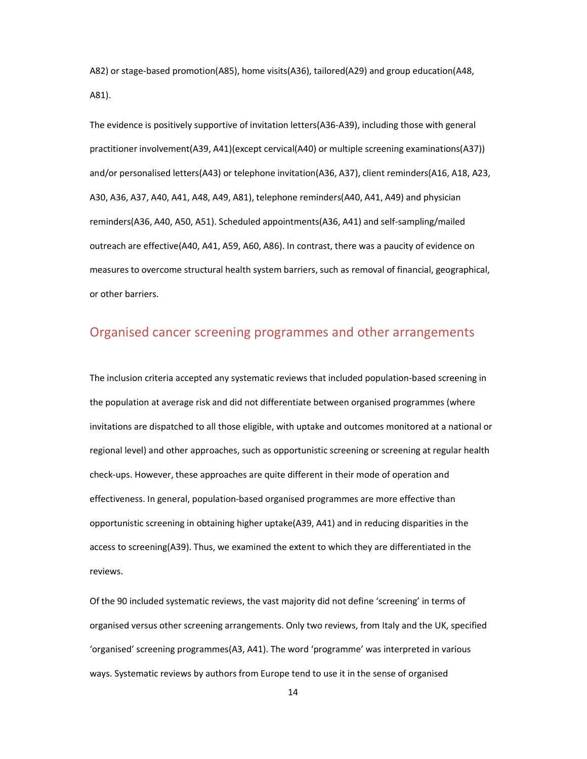A82) or stage-based promotion(A85), home visits(A36), tailored(A29) and group education(A48, A81).

The evidence is positively supportive of invitation letters(A36-A39), including those with general practitioner involvement(A39, A41)(except cervical(A40) or multiple screening examinations(A37)) and/or personalised letters(A43) or telephone invitation(A36, A37), client reminders(A16, A18, A23, A30, A36, A37, A40, A41, A48, A49, A81), telephone reminders(A40, A41, A49) and physician reminders(A36, A40, A50, A51). Scheduled appointments(A36, A41) and self-sampling/mailed outreach are effective(A40, A41, A59, A60, A86). In contrast, there was a paucity of evidence on measures to overcome structural health system barriers, such as removal of financial, geographical, or other barriers.

## Organised cancer screening programmes and other arrangements

The inclusion criteria accepted any systematic reviews that included population-based screening in the population at average risk and did not differentiate between organised programmes (where invitations are dispatched to all those eligible, with uptake and outcomes monitored at a national or regional level) and other approaches, such as opportunistic screening or screening at regular health check-ups. However, these approaches are quite different in their mode of operation and effectiveness. In general, population-based organised programmes are more effective than opportunistic screening in obtaining higher uptake(A39, A41) and in reducing disparities in the access to screening(A39). Thus, we examined the extent to which they are differentiated in the reviews.

Of the 90 included systematic reviews, the vast majority did not define 'screening' in terms of organised versus other screening arrangements. Only two reviews, from Italy and the UK, specified 'organised' screening programmes(A3, A41). The word 'programme' was interpreted in various ways. Systematic reviews by authors from Europe tend to use it in the sense of organised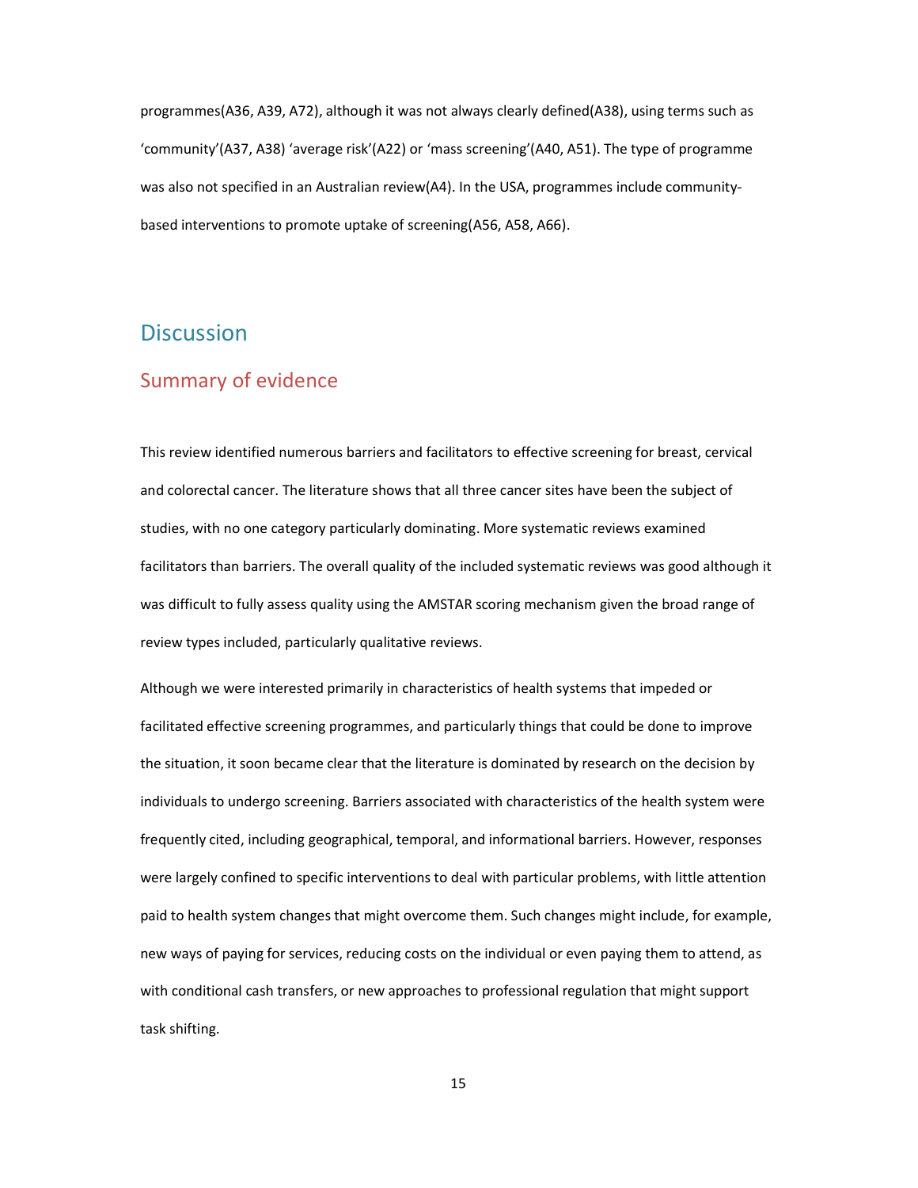programmes(A36, A39, A72), although it was not always clearly defined(A38), using terms such as 'community'(A37, A38) 'average risk'(A22) or 'mass screening'(A40, A51). The type of programme was also not specified in an Australian review(A4). In the USA, programmes include community-based interventions to promote uptake of screening(A56, A58, A66).

# Discussion

## Summary of evidence

This review identified numerous barriers and facilitators to effective screening for breast, cervical and colorectal cancer. The literature shows that all three cancer sites have been the subject of studies, with no one category particularly dominating. More systematic reviews examined facilitators than barriers. The overall quality of the included systematic reviews was good although it was difficult to fully assess quality using the AMSTAR scoring mechanism given the broad range of review types included, particularly qualitative reviews.

Although we were interested primarily in characteristics of health systems that impeded or facilitated effective screening programmes, and particularly things that could be done to improve the situation, it soon became clear that the literature is dominated by research on the decision by individuals to undergo screening. Barriers associated with characteristics of the health system were frequently cited, including geographical, temporal, and informational barriers. However, responses were largely confined to specific interventions to deal with particular problems, with little attention paid to health system changes that might overcome them. Such changes might include, for example, new ways of paying for services, reducing costs on the individual or even paying them to attend, as with conditional cash transfers, or new approaches to professional regulation that might support task shifting.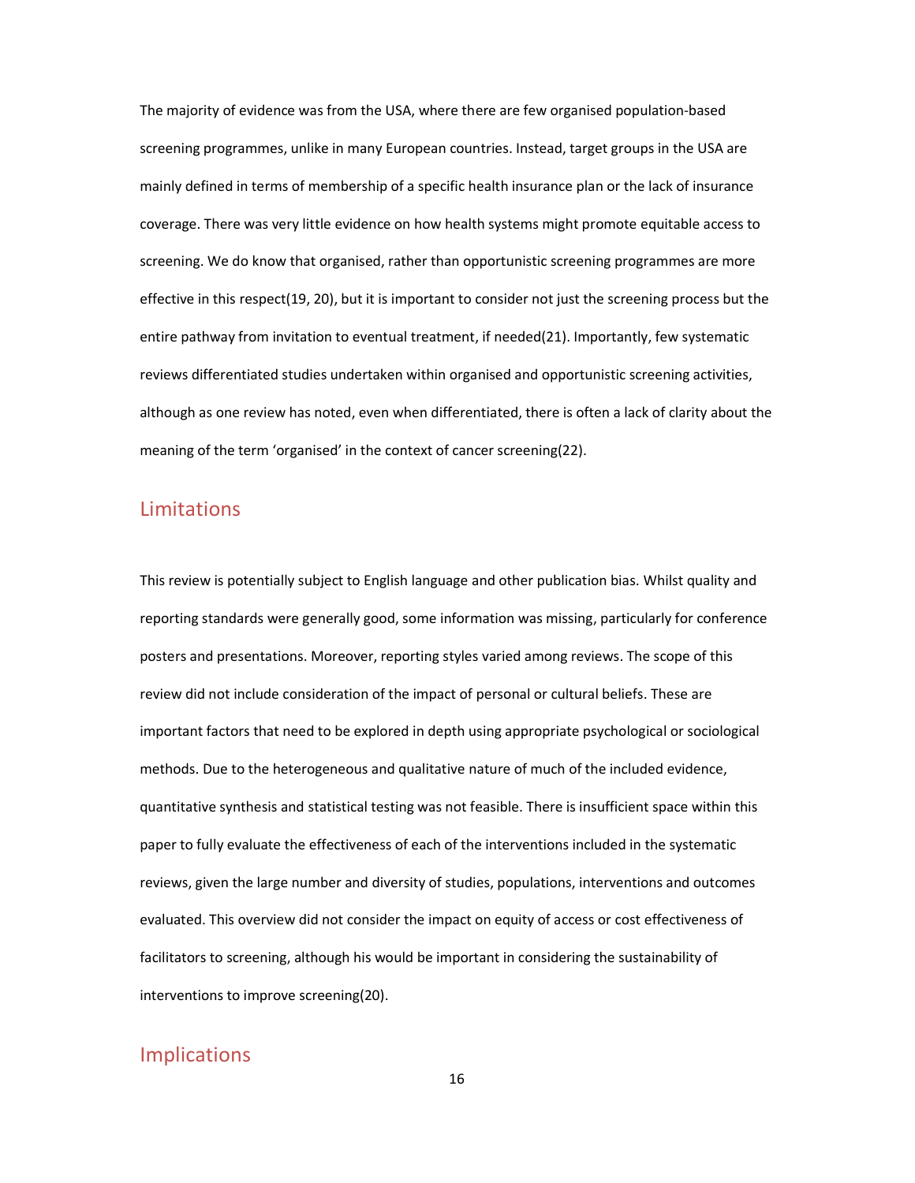The majority of evidence was from the USA, where there are few organised population-based screening programmes, unlike in many European countries. Instead, target groups in the USA are mainly defined in terms of membership of a specific health insurance plan or the lack of insurance coverage. There was very little evidence on how health systems might promote equitable access to screening. We do know that organised, rather than opportunistic screening programmes are more effective in this respect(19, 20), but it is important to consider not just the screening process but the entire pathway from invitation to eventual treatment, if needed(21). Importantly, few systematic reviews differentiated studies undertaken within organised and opportunistic screening activities, although as one review has noted, even when differentiated, there is often a lack of clarity about the meaning of the term 'organised' in the context of cancer screening(22).

## Limitations

This review is potentially subject to English language and other publication bias. Whilst quality and reporting standards were generally good, some information was missing, particularly for conference posters and presentations. Moreover, reporting styles varied among reviews. The scope of this review did not include consideration of the impact of personal or cultural beliefs. These are important factors that need to be explored in depth using appropriate psychological or sociological methods. Due to the heterogeneous and qualitative nature of much of the included evidence, quantitative synthesis and statistical testing was not feasible. There is insufficient space within this paper to fully evaluate the effectiveness of each of the interventions included in the systematic reviews, given the large number and diversity of studies, populations, interventions and outcomes evaluated. This overview did not consider the impact on equity of access or cost effectiveness of facilitators to screening, although his would be important in considering the sustainability of interventions to improve screening(20).

## Implications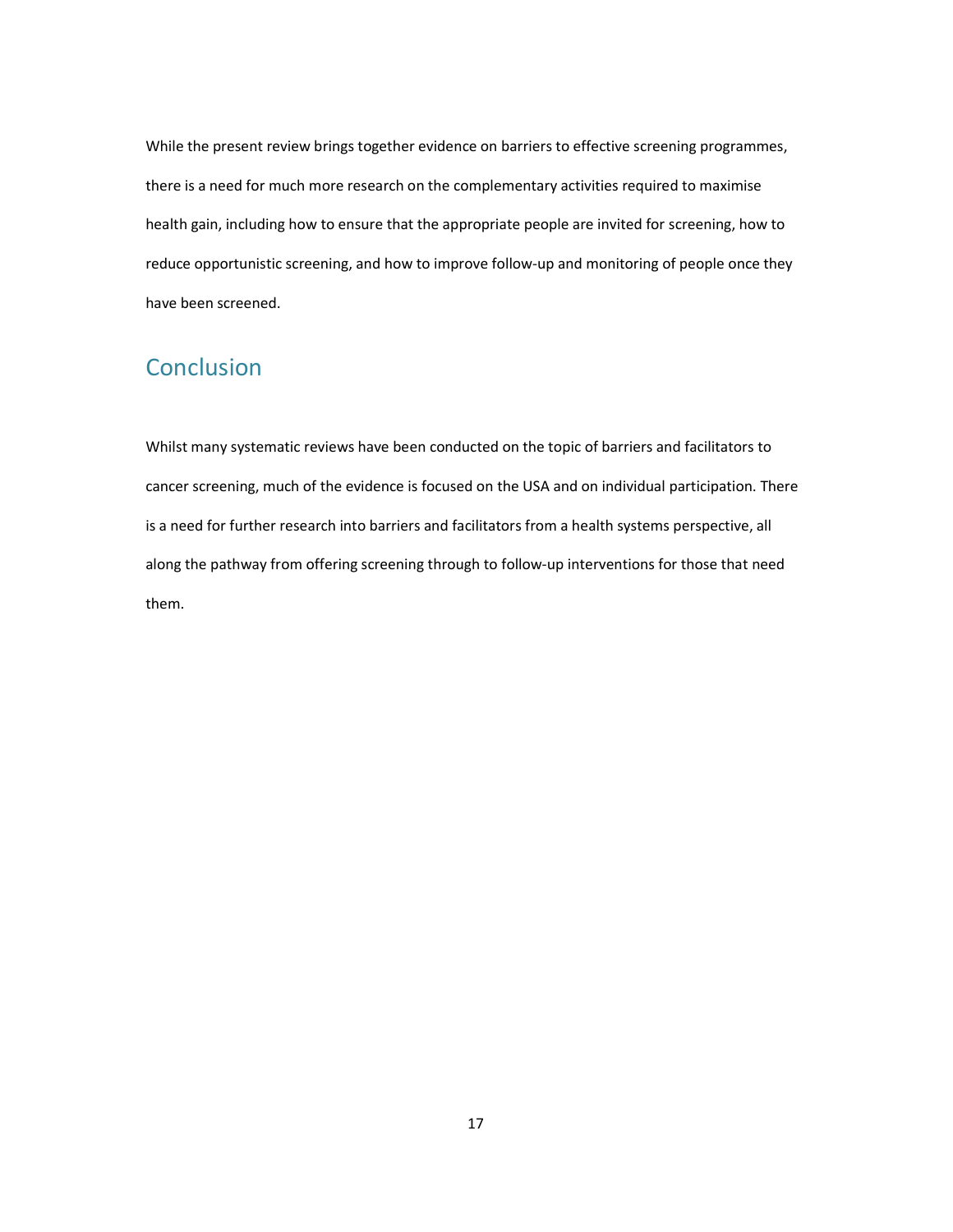While the present review brings together evidence on barriers to effective screening programmes, there is a need for much more research on the complementary activities required to maximise health gain, including how to ensure that the appropriate people are invited for screening, how to reduce opportunistic screening, and how to improve follow-up and monitoring of people once they have been screened.

## Conclusion

Whilst many systematic reviews have been conducted on the topic of barriers and facilitators to cancer screening, much of the evidence is focused on the USA and on individual participation. There is a need for further research into barriers and facilitators from a health systems perspective, all along the pathway from offering screening through to follow-up interventions for those that need them.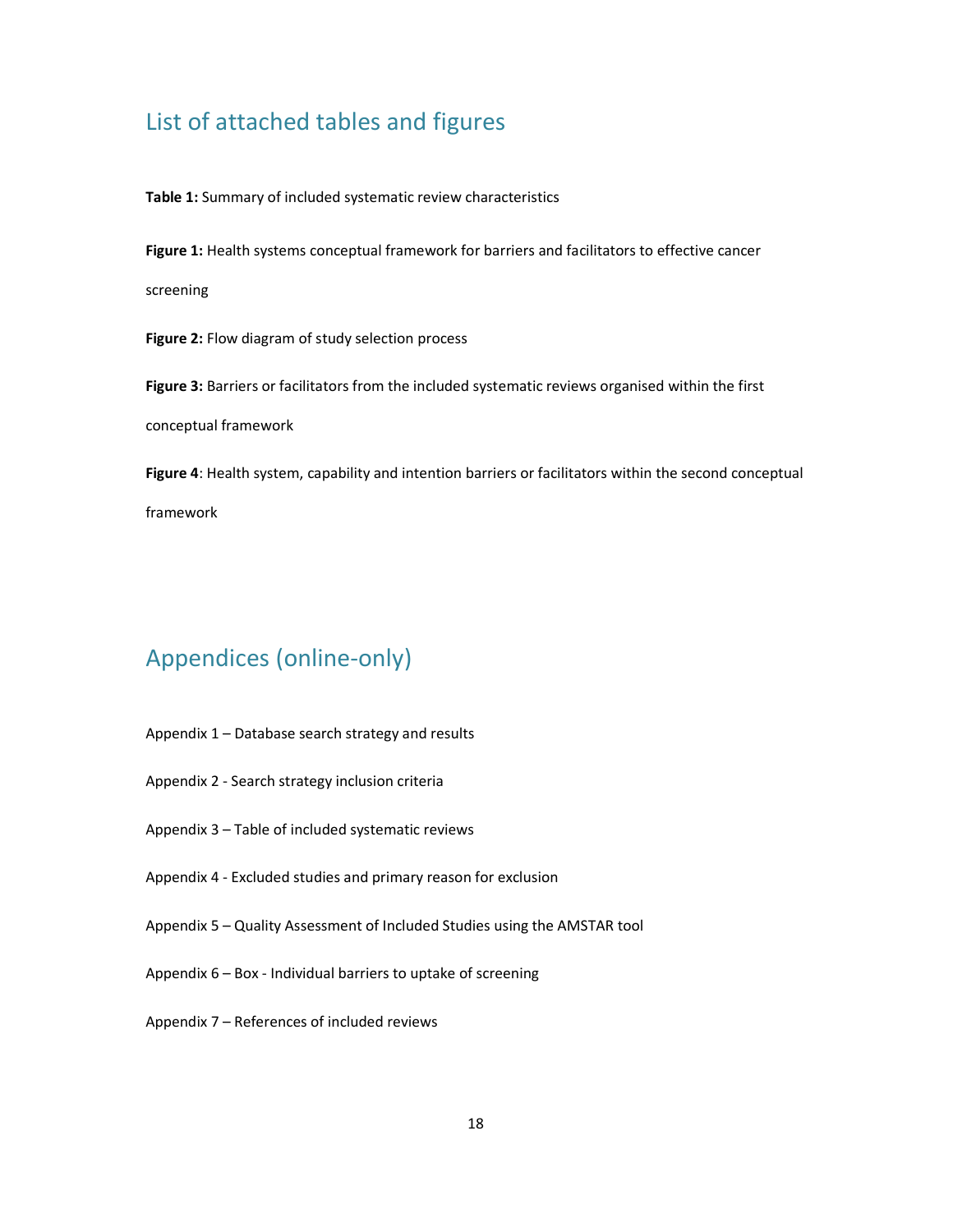## List of attached tables and figures

**Table 1:** Summary of included systematic review characteristics

**Figure 1:** Health systems conceptual framework for barriers and facilitators to effective cancer screening

**Figure 2:** Flow diagram of study selection process

**Figure 3:** Barriers or facilitators from the included systematic reviews organised within the first conceptual framework

**Figure 4**: Health system, capability and intention barriers or facilitators within the second conceptual framework

## Appendices (online-only)

Appendix 1 – Database search strategy and results

Appendix 2 - Search strategy inclusion criteria

Appendix 3 – Table of included systematic reviews

Appendix 4 - Excluded studies and primary reason for exclusion

Appendix 5 – Quality Assessment of Included Studies using the AMSTAR tool

Appendix 6 – Box - Individual barriers to uptake of screening

Appendix 7 – References of included reviews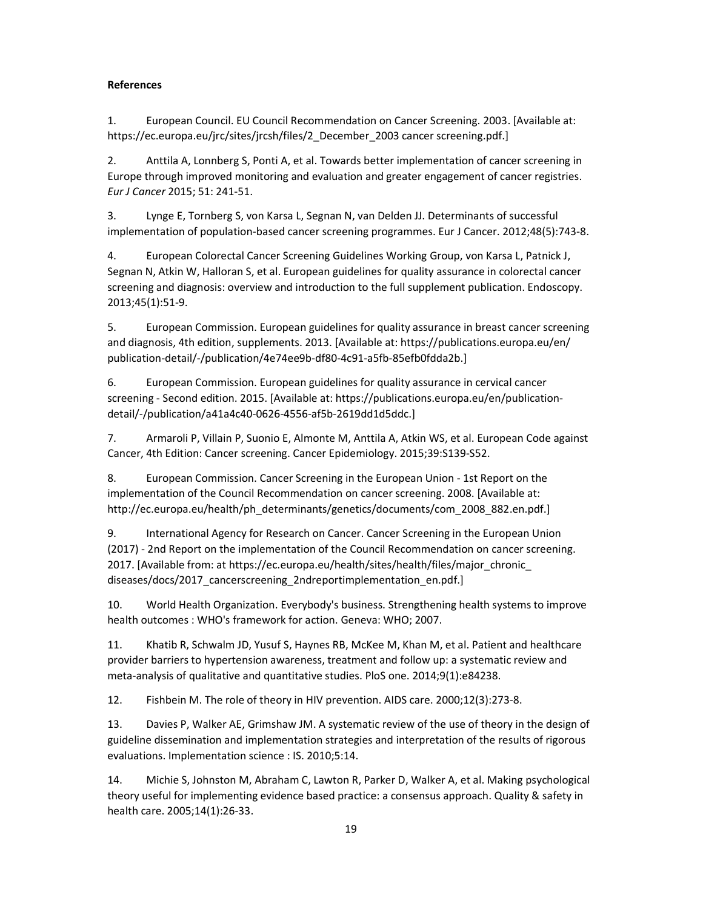**References**

1. European Council. EU Council Recommendation on Cancer Screening. 2003. [Available at: https://ec.europa.eu/jrc/sites/jrcsh/files/2_December_2003 cancer screening.pdf.]

2. Anttila A, Lonnberg S, Ponti A, et al. Towards better implementation of cancer screening in Europe through improved monitoring and evaluation and greater engagement of cancer registries. *Eur J Cancer* 2015; 51: 241-51.

3. Lynge E, Tornberg S, von Karsa L, Segnan N, van Delden JJ. Determinants of successful implementation of population-based cancer screening programmes. Eur J Cancer. 2012;48(5):743-8.

4. European Colorectal Cancer Screening Guidelines Working Group, von Karsa L, Patnick J, Segnan N, Atkin W, Halloran S, et al. European guidelines for quality assurance in colorectal cancer screening and diagnosis: overview and introduction to the full supplement publication. Endoscopy. 2013;45(1):51-9.

5. European Commission. European guidelines for quality assurance in breast cancer screening and diagnosis, 4th edition, supplements. 2013. [Available at: https://publications.europa.eu/en/publication-detail/-/publication/4e74ee9b-df80-4c91-a5fb-85efb0fdda2b.]

6. European Commission. European guidelines for quality assurance in cervical cancer screening - Second edition. 2015. [Available at: https://publications.europa.eu/en/publication-detail/-/publication/a41a4c40-0626-4556-af5b-2619dd1d5ddc.]

7. Armaroli P, Villain P, Suonio E, Almonte M, Anttila A, Atkin WS, et al. European Code against Cancer, 4th Edition: Cancer screening. Cancer Epidemiology. 2015;39:S139-S52.

8. European Commission. Cancer Screening in the European Union - 1st Report on the implementation of the Council Recommendation on cancer screening. 2008. [Available at: http://ec.europa.eu/health/ph_determinants/genetics/documents/com_2008_882.en.pdf.]

9. International Agency for Research on Cancer. Cancer Screening in the European Union (2017) - 2nd Report on the implementation of the Council Recommendation on cancer screening. 2017. [Available from: at https://ec.europa.eu/health/sites/health/files/major_chronic_diseases/docs/2017_cancerscreening_2ndreportimplementation_en.pdf.]

10. World Health Organization. Everybody's business. Strengthening health systems to improve health outcomes : WHO's framework for action. Geneva: WHO; 2007.

11. Khatib R, Schwalm JD, Yusuf S, Haynes RB, McKee M, Khan M, et al. Patient and healthcare provider barriers to hypertension awareness, treatment and follow up: a systematic review and meta-analysis of qualitative and quantitative studies. PloS one. 2014;9(1):e84238.

12. Fishbein M. The role of theory in HIV prevention. AIDS care. 2000;12(3):273-8.

13. Davies P, Walker AE, Grimshaw JM. A systematic review of the use of theory in the design of guideline dissemination and implementation strategies and interpretation of the results of rigorous evaluations. Implementation science : IS. 2010;5:14.

14. Michie S, Johnston M, Abraham C, Lawton R, Parker D, Walker A, et al. Making psychological theory useful for implementing evidence based practice: a consensus approach. Quality & safety in health care. 2005;14(1):26-33.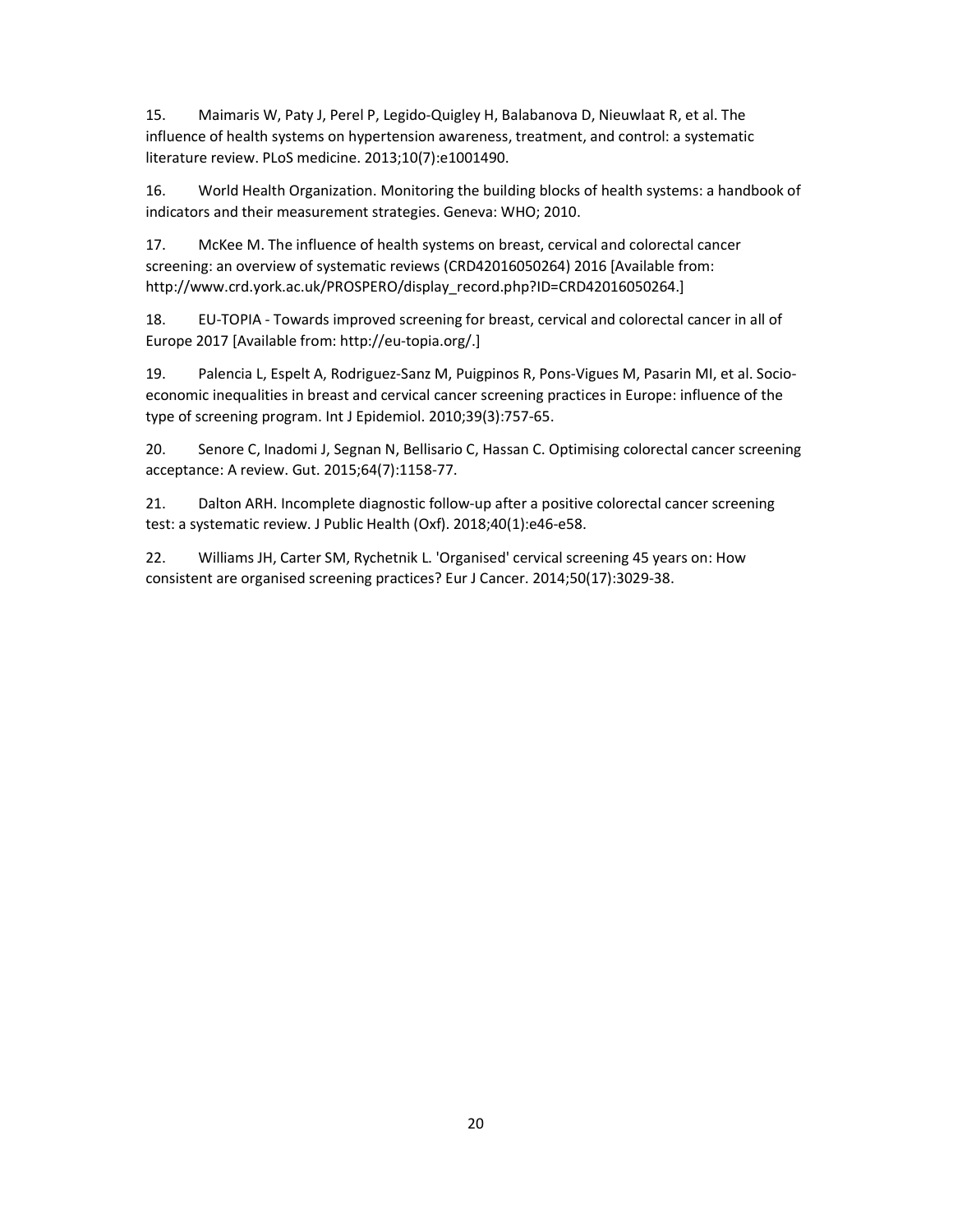15. Maimaris W, Paty J, Perel P, Legido-Quigley H, Balabanova D, Nieuwlaat R, et al. The influence of health systems on hypertension awareness, treatment, and control: a systematic literature review. PLoS medicine. 2013;10(7):e1001490.

16. World Health Organization. Monitoring the building blocks of health systems: a handbook of indicators and their measurement strategies. Geneva: WHO; 2010.

17. McKee M. The influence of health systems on breast, cervical and colorectal cancer screening: an overview of systematic reviews (CRD42016050264) 2016 [Available from: http://www.crd.york.ac.uk/PROSPERO/display_record.php?ID=CRD42016050264.]

18. EU-TOPIA - Towards improved screening for breast, cervical and colorectal cancer in all of Europe 2017 [Available from: http://eu-topia.org/.]

19. Palencia L, Espelt A, Rodriguez-Sanz M, Puigpinos R, Pons-Vigues M, Pasarin MI, et al. Socio-economic inequalities in breast and cervical cancer screening practices in Europe: influence of the type of screening program. Int J Epidemiol. 2010;39(3):757-65.

20. Senore C, Inadomi J, Segnan N, Bellisario C, Hassan C. Optimising colorectal cancer screening acceptance: A review. Gut. 2015;64(7):1158-77.

21. Dalton ARH. Incomplete diagnostic follow-up after a positive colorectal cancer screening test: a systematic review. J Public Health (Oxf). 2018;40(1):e46-e58.

22. Williams JH, Carter SM, Rychetnik L. 'Organised' cervical screening 45 years on: How consistent are organised screening practices? Eur J Cancer. 2014;50(17):3029-38.